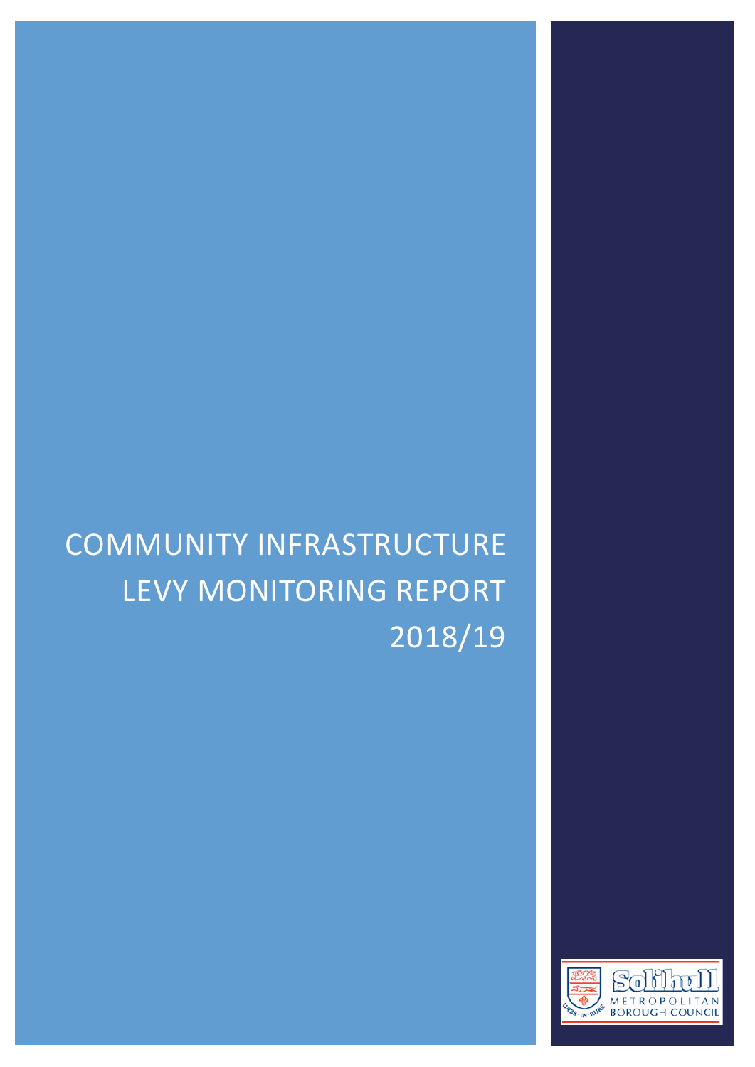# COMMUNITY INFRASTRUCTURE LEVY MONITORING REPORT 2018/19

Solihull Metropolitan Borough Council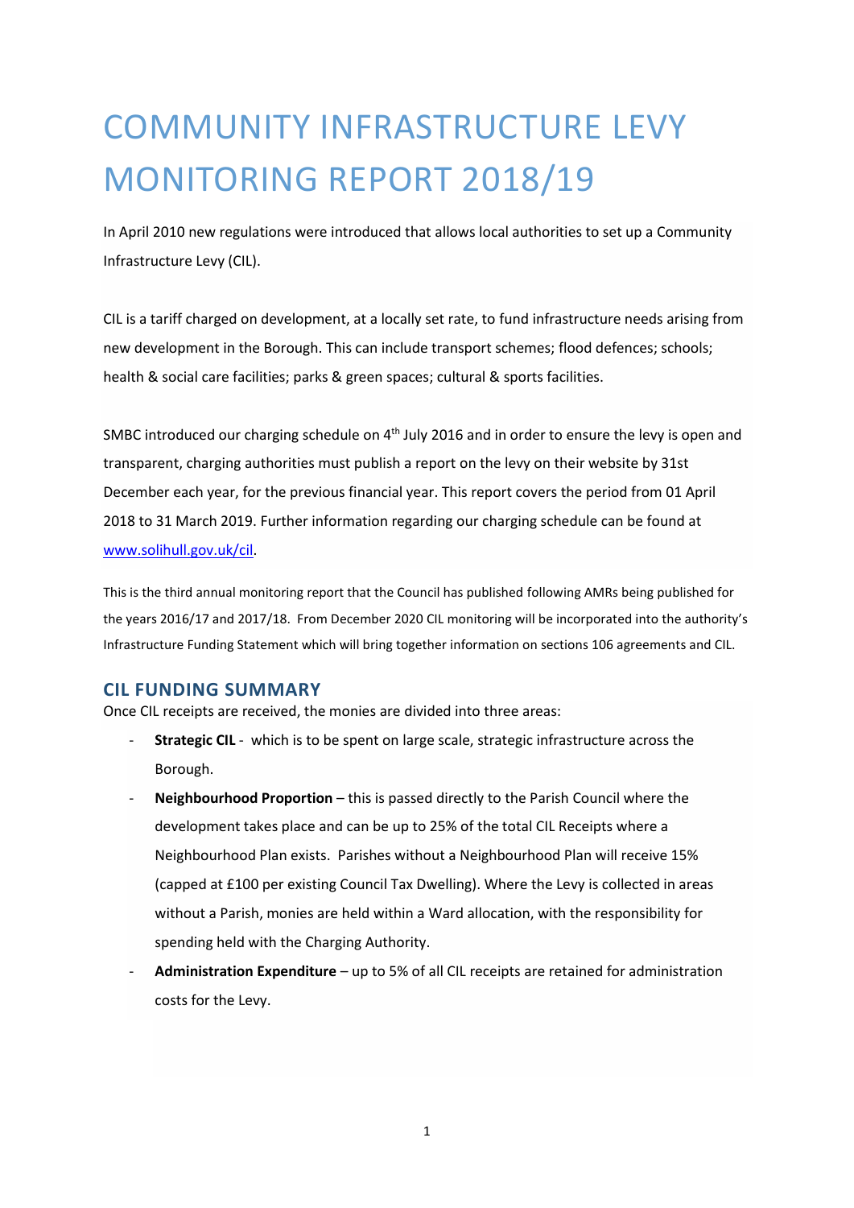# COMMUNITY INFRASTRUCTURE LEVY MONITORING REPORT 2018/19

In April 2010 new regulations were introduced that allows local authorities to set up a Community Infrastructure Levy (CIL).

CIL is a tariff charged on development, at a locally set rate, to fund infrastructure needs arising from new development in the Borough. This can include transport schemes; flood defences; schools; health & social care facilities; parks & green spaces; cultural & sports facilities.

SMBC introduced our charging schedule on 4th July 2016 and in order to ensure the levy is open and transparent, charging authorities must publish a report on the levy on their website by 31st December each year, for the previous financial year. This report covers the period from 01 April 2018 to 31 March 2019. Further information regarding our charging schedule can be found at www.solihull.gov.uk/cil.

This is the third annual monitoring report that the Council has published following AMRs being published for the years 2016/17 and 2017/18. From December 2020 CIL monitoring will be incorporated into the authority's Infrastructure Funding Statement which will bring together information on sections 106 agreements and CIL.

## CIL FUNDING SUMMARY

Once CIL receipts are received, the monies are divided into three areas:

- **Strategic CIL** - which is to be spent on large scale, strategic infrastructure across the Borough.
- **Neighbourhood Proportion** – this is passed directly to the Parish Council where the development takes place and can be up to 25% of the total CIL Receipts where a Neighbourhood Plan exists. Parishes without a Neighbourhood Plan will receive 15% (capped at £100 per existing Council Tax Dwelling). Where the Levy is collected in areas without a Parish, monies are held within a Ward allocation, with the responsibility for spending held with the Charging Authority.
- **Administration Expenditure** – up to 5% of all CIL receipts are retained for administration costs for the Levy.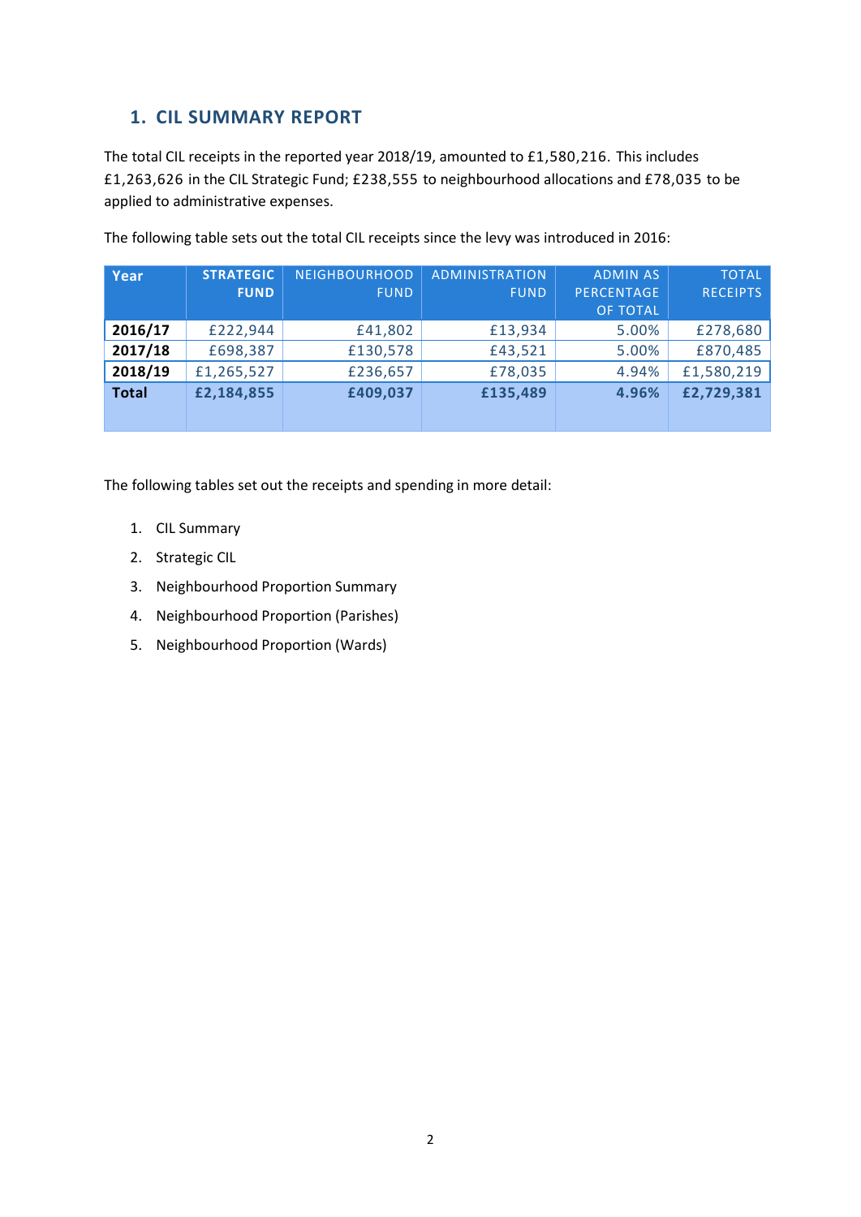## 1. CIL SUMMARY REPORT

The total CIL receipts in the reported year 2018/19, amounted to £1,580,216. This includes £1,263,626 in the CIL Strategic Fund; £238,555 to neighbourhood allocations and £78,035 to be applied to administrative expenses.

The following table sets out the total CIL receipts since the levy was introduced in 2016:

| Year | STRATEGIC FUND | NEIGHBOURHOOD FUND | ADMINISTRATION FUND | ADMIN AS PERCENTAGE OF TOTAL | TOTAL RECEIPTS |
|---|---|---|---|---|---|
| **2016/17** | £222,944 | £41,802 | £13,934 | 5.00% | £278,680 |
| **2017/18** | £698,387 | £130,578 | £43,521 | 5.00% | £870,485 |
| **2018/19** | £1,265,527 | £236,657 | £78,035 | 4.94% | £1,580,219 |
| **Total** | **£2,184,855** | **£409,037** | **£135,489** | **4.96%** | **£2,729,381** |

The following tables set out the receipts and spending in more detail:

1. CIL Summary
2. Strategic CIL
3. Neighbourhood Proportion Summary
4. Neighbourhood Proportion (Parishes)
5. Neighbourhood Proportion (Wards)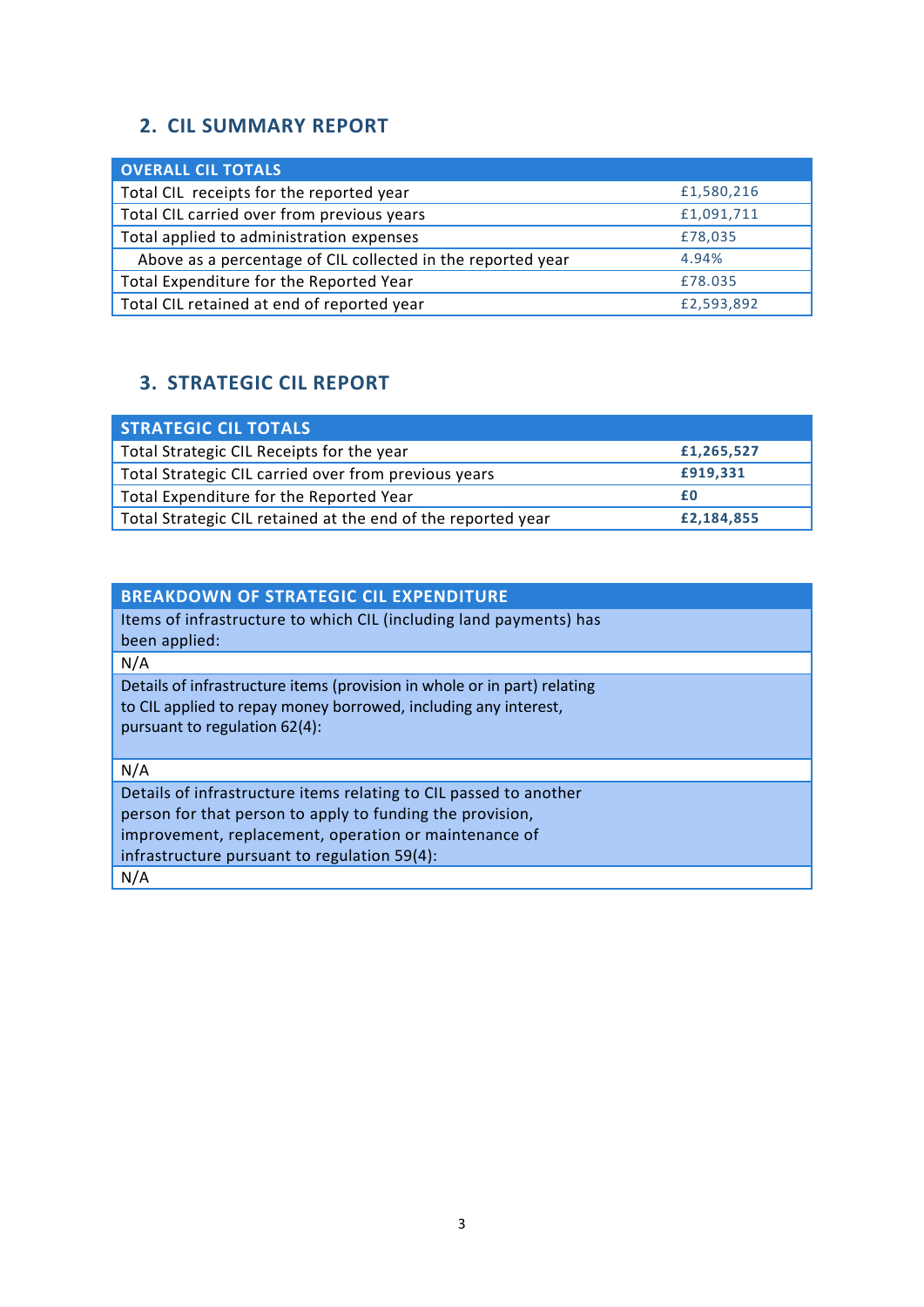## 2. CIL SUMMARY REPORT

| OVERALL CIL TOTALS | |
|---|---|
| Total CIL receipts for the reported year | £1,580,216 |
| Total CIL carried over from previous years | £1,091,711 |
| Total applied to administration expenses | £78,035 |
| Above as a percentage of CIL collected in the reported year | 4.94% |
| Total Expenditure for the Reported Year | £78.035 |
| Total CIL retained at end of reported year | £2,593,892 |

## 3. STRATEGIC CIL REPORT

| STRATEGIC CIL TOTALS | |
|---|---|
| Total Strategic CIL Receipts for the year | **£1,265,527** |
| Total Strategic CIL carried over from previous years | **£919,331** |
| Total Expenditure for the Reported Year | **£0** |
| Total Strategic CIL retained at the end of the reported year | **£2,184,855** |

| BREAKDOWN OF STRATEGIC CIL EXPENDITURE |
|---|
| Items of infrastructure to which CIL (including land payments) has been applied: |
| N/A |
| Details of infrastructure items (provision in whole or in part) relating to CIL applied to repay money borrowed, including any interest, pursuant to regulation 62(4): |
| N/A |
| Details of infrastructure items relating to CIL passed to another person for that person to apply to funding the provision, improvement, replacement, operation or maintenance of infrastructure pursuant to regulation 59(4): |
| N/A |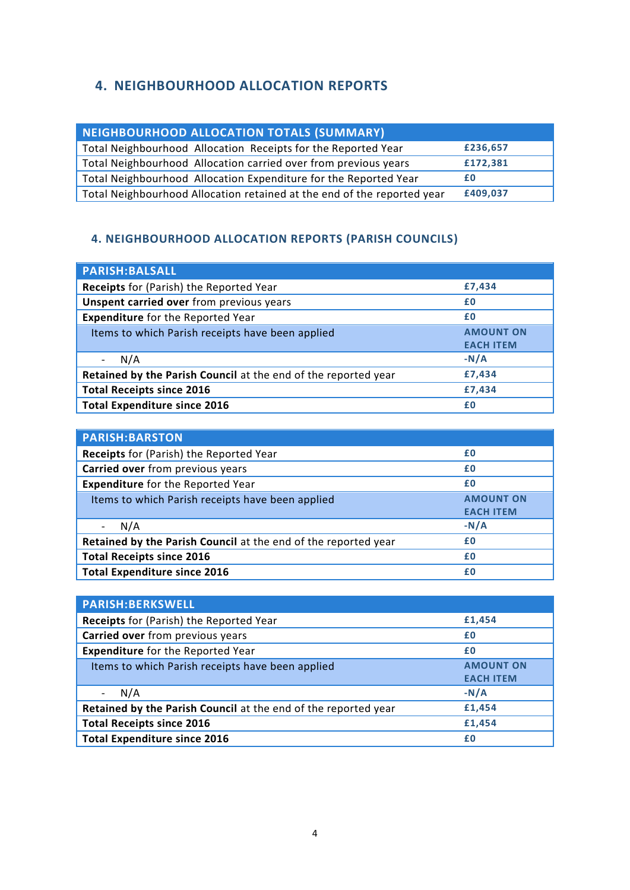## 4. NEIGHBOURHOOD ALLOCATION REPORTS

| NEIGHBOURHOOD ALLOCATION TOTALS (SUMMARY) | |
|---|---|
| Total Neighbourhood Allocation Receipts for the Reported Year | £236,657 |
| Total Neighbourhood Allocation carried over from previous years | £172,381 |
| Total Neighbourhood Allocation Expenditure for the Reported Year | £0 |
| Total Neighbourhood Allocation retained at the end of the reported year | £409,037 |

### 4. NEIGHBOURHOOD ALLOCATION REPORTS (PARISH COUNCILS)

| PARISH:BALSALL | |
|---|---|
| **Receipts** for (Parish) the Reported Year | £7,434 |
| **Unspent carried over** from previous years | £0 |
| **Expenditure** for the Reported Year | £0 |
| Items to which Parish receipts have been applied | AMOUNT ON EACH ITEM |
| - N/A | -N/A |
| **Retained by the Parish Council** at the end of the reported year | £7,434 |
| **Total Receipts since 2016** | £7,434 |
| **Total Expenditure since 2016** | £0 |

| PARISH:BARSTON | |
|---|---|
| **Receipts** for (Parish) the Reported Year | £0 |
| **Carried over** from previous years | £0 |
| **Expenditure** for the Reported Year | £0 |
| Items to which Parish receipts have been applied | AMOUNT ON EACH ITEM |
| - N/A | -N/A |
| **Retained by the Parish Council** at the end of the reported year | £0 |
| **Total Receipts since 2016** | £0 |
| **Total Expenditure since 2016** | £0 |

| PARISH:BERKSWELL | |
|---|---|
| **Receipts** for (Parish) the Reported Year | £1,454 |
| **Carried over** from previous years | £0 |
| **Expenditure** for the Reported Year | £0 |
| Items to which Parish receipts have been applied | AMOUNT ON EACH ITEM |
| - N/A | -N/A |
| **Retained by the Parish Council** at the end of the reported year | £1,454 |
| **Total Receipts since 2016** | £1,454 |
| **Total Expenditure since 2016** | £0 |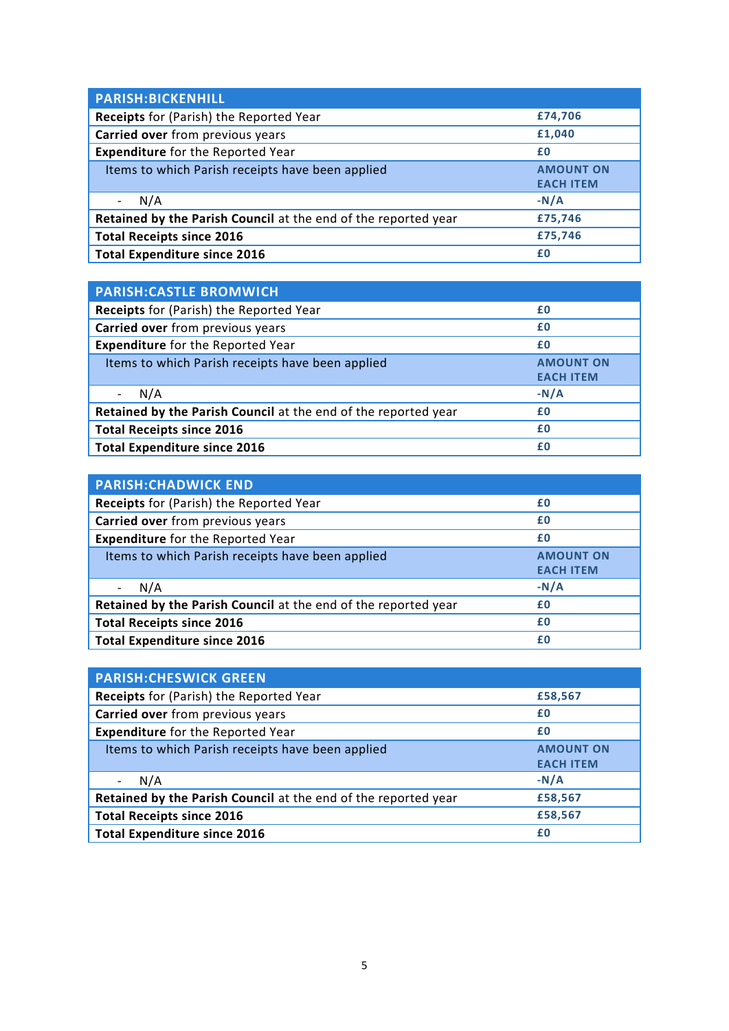| PARISH:BICKENHILL | |
|---|---|
| **Receipts** for (Parish) the Reported Year | £74,706 |
| **Carried over** from previous years | £1,040 |
| **Expenditure** for the Reported Year | £0 |
| Items to which Parish receipts have been applied | AMOUNT ON EACH ITEM |
| - N/A | -N/A |
| **Retained by the Parish Council** at the end of the reported year | £75,746 |
| **Total Receipts since 2016** | £75,746 |
| **Total Expenditure since 2016** | £0 |

| PARISH:CASTLE BROMWICH | |
|---|---|
| **Receipts** for (Parish) the Reported Year | £0 |
| **Carried over** from previous years | £0 |
| **Expenditure** for the Reported Year | £0 |
| Items to which Parish receipts have been applied | AMOUNT ON EACH ITEM |
| - N/A | -N/A |
| **Retained by the Parish Council** at the end of the reported year | £0 |
| **Total Receipts since 2016** | £0 |
| **Total Expenditure since 2016** | £0 |

| PARISH:CHADWICK END | |
|---|---|
| **Receipts** for (Parish) the Reported Year | £0 |
| **Carried over** from previous years | £0 |
| **Expenditure** for the Reported Year | £0 |
| Items to which Parish receipts have been applied | AMOUNT ON EACH ITEM |
| - N/A | -N/A |
| **Retained by the Parish Council** at the end of the reported year | £0 |
| **Total Receipts since 2016** | £0 |
| **Total Expenditure since 2016** | £0 |

| PARISH:CHESWICK GREEN | |
|---|---|
| **Receipts** for (Parish) the Reported Year | £58,567 |
| **Carried over** from previous years | £0 |
| **Expenditure** for the Reported Year | £0 |
| Items to which Parish receipts have been applied | AMOUNT ON EACH ITEM |
| - N/A | -N/A |
| **Retained by the Parish Council** at the end of the reported year | £58,567 |
| **Total Receipts since 2016** | £58,567 |
| **Total Expenditure since 2016** | £0 |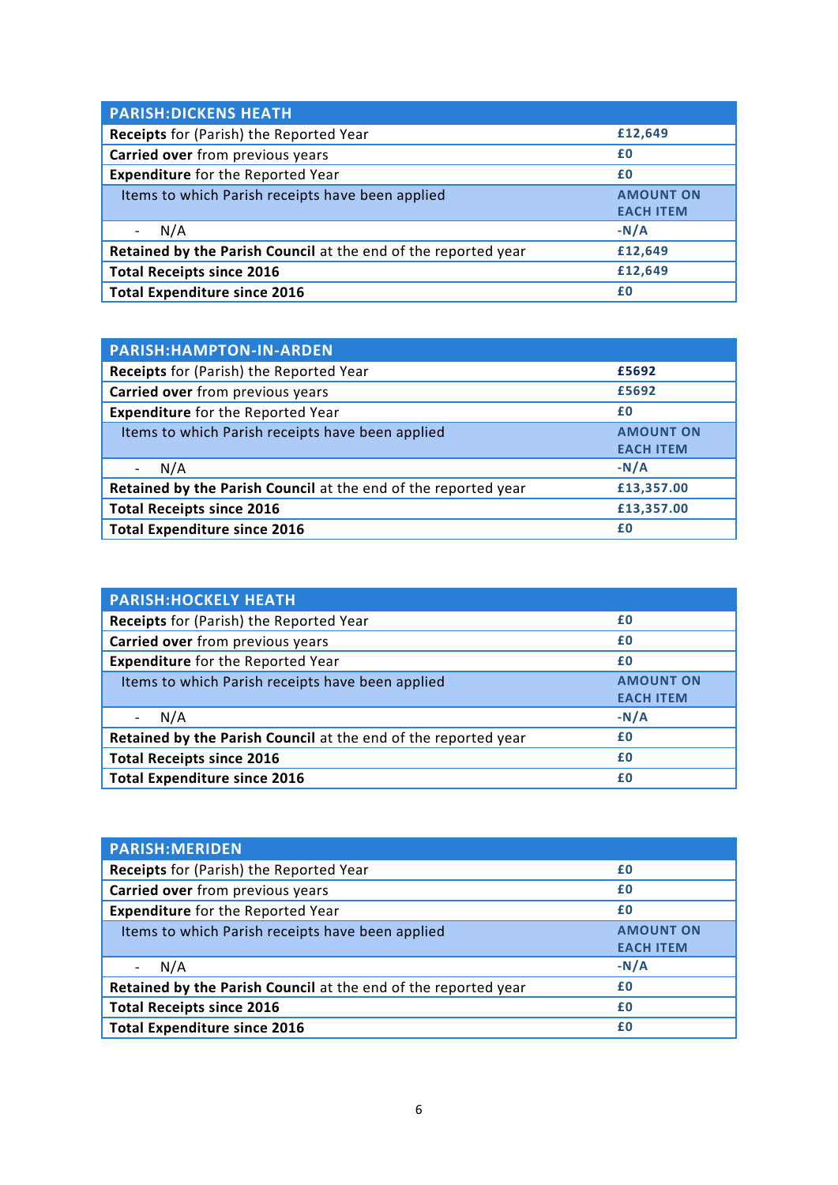| PARISH:DICKENS HEATH | |
|---|---|
| **Receipts** for (Parish) the Reported Year | £12,649 |
| **Carried over** from previous years | £0 |
| **Expenditure** for the Reported Year | £0 |
| Items to which Parish receipts have been applied | AMOUNT ON EACH ITEM |
| - N/A | -N/A |
| **Retained by the Parish Council** at the end of the reported year | £12,649 |
| **Total Receipts since 2016** | £12,649 |
| **Total Expenditure since 2016** | £0 |

| PARISH:HAMPTON-IN-ARDEN | |
|---|---|
| **Receipts** for (Parish) the Reported Year | £5692 |
| **Carried over** from previous years | £5692 |
| **Expenditure** for the Reported Year | £0 |
| Items to which Parish receipts have been applied | AMOUNT ON EACH ITEM |
| - N/A | -N/A |
| **Retained by the Parish Council** at the end of the reported year | £13,357.00 |
| **Total Receipts since 2016** | £13,357.00 |
| **Total Expenditure since 2016** | £0 |

| PARISH:HOCKELY HEATH | |
|---|---|
| **Receipts** for (Parish) the Reported Year | £0 |
| **Carried over** from previous years | £0 |
| **Expenditure** for the Reported Year | £0 |
| Items to which Parish receipts have been applied | AMOUNT ON EACH ITEM |
| - N/A | -N/A |
| **Retained by the Parish Council** at the end of the reported year | £0 |
| **Total Receipts since 2016** | £0 |
| **Total Expenditure since 2016** | £0 |

| PARISH:MERIDEN | |
|---|---|
| **Receipts** for (Parish) the Reported Year | £0 |
| **Carried over** from previous years | £0 |
| **Expenditure** for the Reported Year | £0 |
| Items to which Parish receipts have been applied | AMOUNT ON EACH ITEM |
| - N/A | -N/A |
| **Retained by the Parish Council** at the end of the reported year | £0 |
| **Total Receipts since 2016** | £0 |
| **Total Expenditure since 2016** | £0 |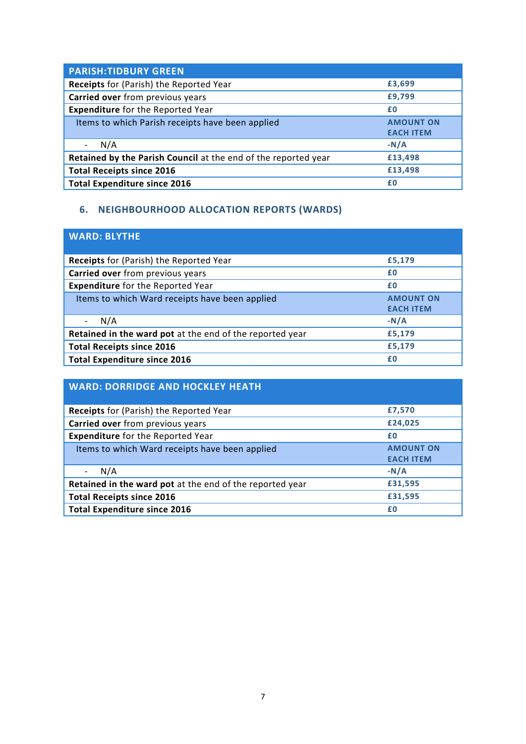| PARISH:TIDBURY GREEN | |
|---|---|
| **Receipts** for (Parish) the Reported Year | £3,699 |
| **Carried over** from previous years | £9,799 |
| **Expenditure** for the Reported Year | £0 |
| Items to which Parish receipts have been applied | AMOUNT ON EACH ITEM |
| - N/A | -N/A |
| **Retained by the Parish Council** at the end of the reported year | £13,498 |
| **Total Receipts since 2016** | £13,498 |
| **Total Expenditure since 2016** | £0 |

## 6. NEIGHBOURHOOD ALLOCATION REPORTS (WARDS)

| WARD: BLYTHE | |
|---|---|
| **Receipts** for (Parish) the Reported Year | £5,179 |
| **Carried over** from previous years | £0 |
| **Expenditure** for the Reported Year | £0 |
| Items to which Ward receipts have been applied | AMOUNT ON EACH ITEM |
| - N/A | -N/A |
| **Retained in the ward pot** at the end of the reported year | £5,179 |
| **Total Receipts since 2016** | £5,179 |
| **Total Expenditure since 2016** | £0 |

| WARD: DORRIDGE AND HOCKLEY HEATH | |
|---|---|
| **Receipts** for (Parish) the Reported Year | £7,570 |
| **Carried over** from previous years | £24,025 |
| **Expenditure** for the Reported Year | £0 |
| Items to which Ward receipts have been applied | AMOUNT ON EACH ITEM |
| - N/A | -N/A |
| **Retained in the ward pot** at the end of the reported year | £31,595 |
| **Total Receipts since 2016** | £31,595 |
| **Total Expenditure since 2016** | £0 |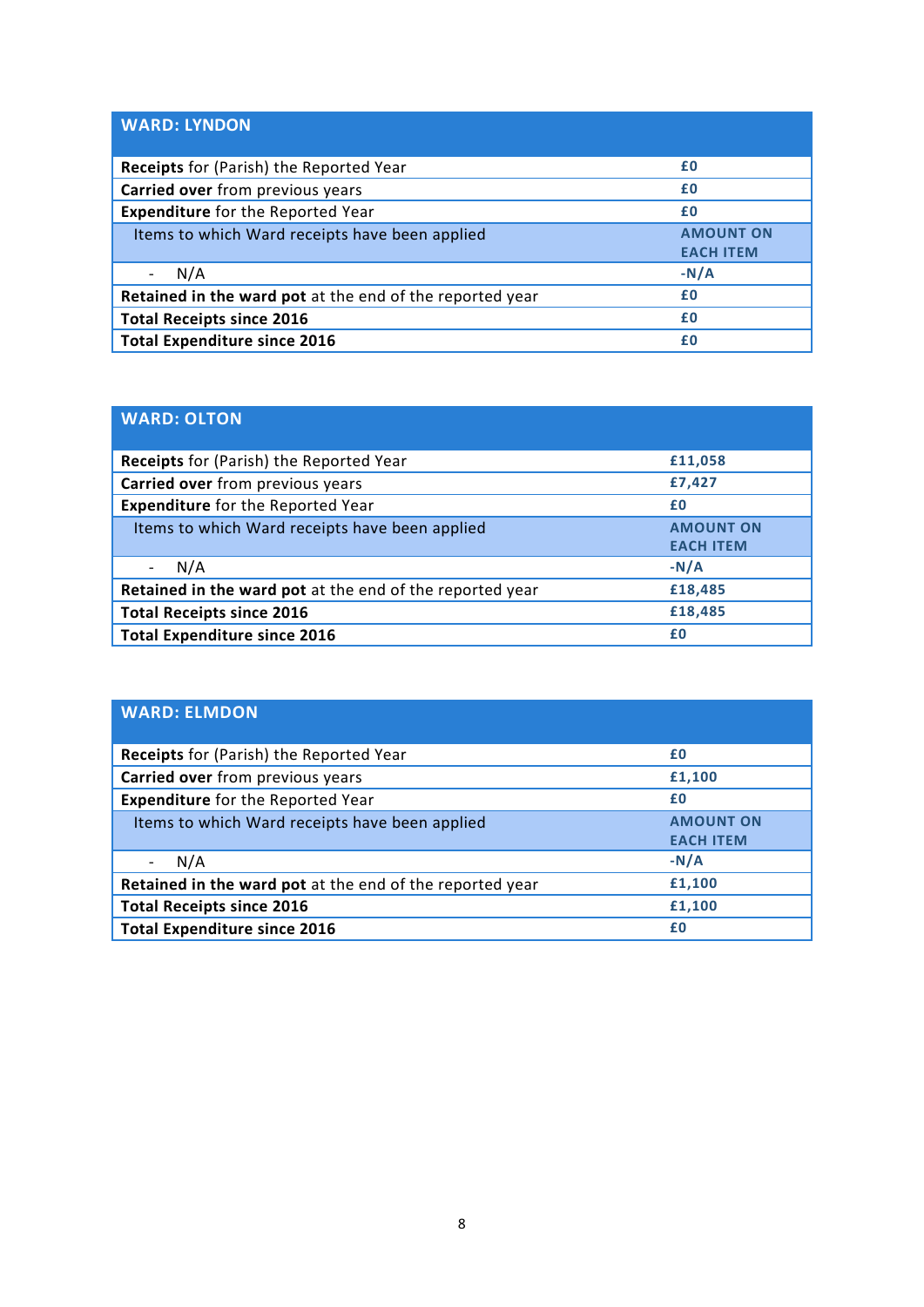| **WARD: LYNDON** | |
|---|---|
| **Receipts** for (Parish) the Reported Year | **£0** |
| **Carried over** from previous years | **£0** |
| **Expenditure** for the Reported Year | **£0** |
| Items to which Ward receipts have been applied | **AMOUNT ON EACH ITEM** |
| - N/A | **-N/A** |
| **Retained in the ward pot** at the end of the reported year | **£0** |
| **Total Receipts since 2016** | **£0** |
| **Total Expenditure since 2016** | **£0** |

| **WARD: OLTON** | |
|---|---|
| **Receipts** for (Parish) the Reported Year | **£11,058** |
| **Carried over** from previous years | **£7,427** |
| **Expenditure** for the Reported Year | **£0** |
| Items to which Ward receipts have been applied | **AMOUNT ON EACH ITEM** |
| - N/A | **-N/A** |
| **Retained in the ward pot** at the end of the reported year | **£18,485** |
| **Total Receipts since 2016** | **£18,485** |
| **Total Expenditure since 2016** | **£0** |

| **WARD: ELMDON** | |
|---|---|
| **Receipts** for (Parish) the Reported Year | **£0** |
| **Carried over** from previous years | **£1,100** |
| **Expenditure** for the Reported Year | **£0** |
| Items to which Ward receipts have been applied | **AMOUNT ON EACH ITEM** |
| - N/A | **-N/A** |
| **Retained in the ward pot** at the end of the reported year | **£1,100** |
| **Total Receipts since 2016** | **£1,100** |
| **Total Expenditure since 2016** | **£0** |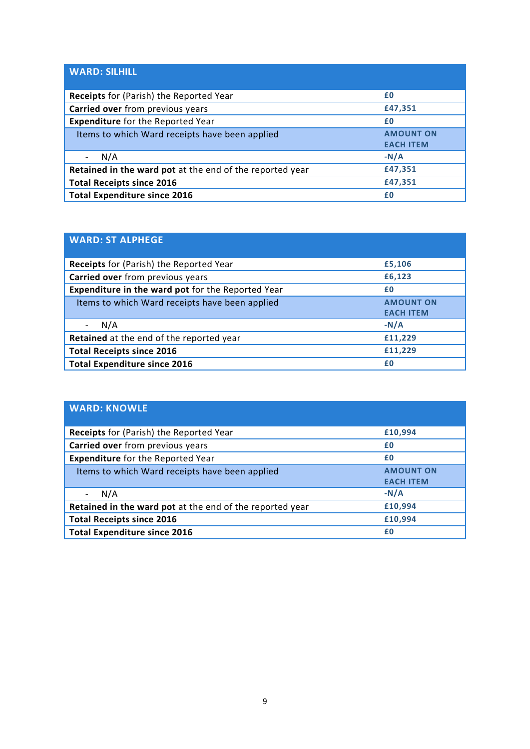| WARD: SILHILL | |
|---|---|
| **Receipts** for (Parish) the Reported Year | £0 |
| **Carried over** from previous years | £47,351 |
| **Expenditure** for the Reported Year | £0 |
| Items to which Ward receipts have been applied | AMOUNT ON EACH ITEM |
| - N/A | -N/A |
| **Retained in the ward pot** at the end of the reported year | £47,351 |
| **Total Receipts since 2016** | £47,351 |
| **Total Expenditure since 2016** | £0 |

| WARD: ST ALPHEGE | |
|---|---|
| **Receipts** for (Parish) the Reported Year | £5,106 |
| **Carried over** from previous years | £6,123 |
| **Expenditure in the ward pot** for the Reported Year | £0 |
| Items to which Ward receipts have been applied | AMOUNT ON EACH ITEM |
| - N/A | -N/A |
| **Retained** at the end of the reported year | £11,229 |
| **Total Receipts since 2016** | £11,229 |
| **Total Expenditure since 2016** | £0 |

| WARD: KNOWLE | |
|---|---|
| **Receipts** for (Parish) the Reported Year | £10,994 |
| **Carried over** from previous years | £0 |
| **Expenditure** for the Reported Year | £0 |
| Items to which Ward receipts have been applied | AMOUNT ON EACH ITEM |
| - N/A | -N/A |
| **Retained in the ward pot** at the end of the reported year | £10,994 |
| **Total Receipts since 2016** | £10,994 |
| **Total Expenditure since 2016** | £0 |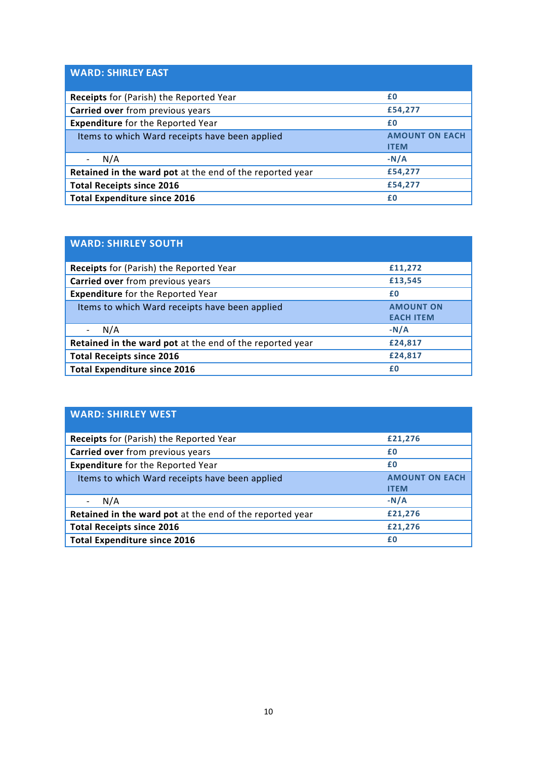| WARD: SHIRLEY EAST | |
| --- | --- |
| **Receipts** for (Parish) the Reported Year | **£0** |
| **Carried over** from previous years | **£54,277** |
| **Expenditure** for the Reported Year | **£0** |
| Items to which Ward receipts have been applied | **AMOUNT ON EACH ITEM** |
| - N/A | **-N/A** |
| **Retained in the ward pot** at the end of the reported year | **£54,277** |
| **Total Receipts since 2016** | **£54,277** |
| **Total Expenditure since 2016** | **£0** |

| WARD: SHIRLEY SOUTH | |
| --- | --- |
| **Receipts** for (Parish) the Reported Year | **£11,272** |
| **Carried over** from previous years | **£13,545** |
| **Expenditure** for the Reported Year | **£0** |
| Items to which Ward receipts have been applied | **AMOUNT ON EACH ITEM** |
| - N/A | **-N/A** |
| **Retained in the ward pot** at the end of the reported year | **£24,817** |
| **Total Receipts since 2016** | **£24,817** |
| **Total Expenditure since 2016** | **£0** |

| WARD: SHIRLEY WEST | |
| --- | --- |
| **Receipts** for (Parish) the Reported Year | **£21,276** |
| **Carried over** from previous years | **£0** |
| **Expenditure** for the Reported Year | **£0** |
| Items to which Ward receipts have been applied | **AMOUNT ON EACH ITEM** |
| - N/A | **-N/A** |
| **Retained in the ward pot** at the end of the reported year | **£21,276** |
| **Total Receipts since 2016** | **£21,276** |
| **Total Expenditure since 2016** | **£0** |